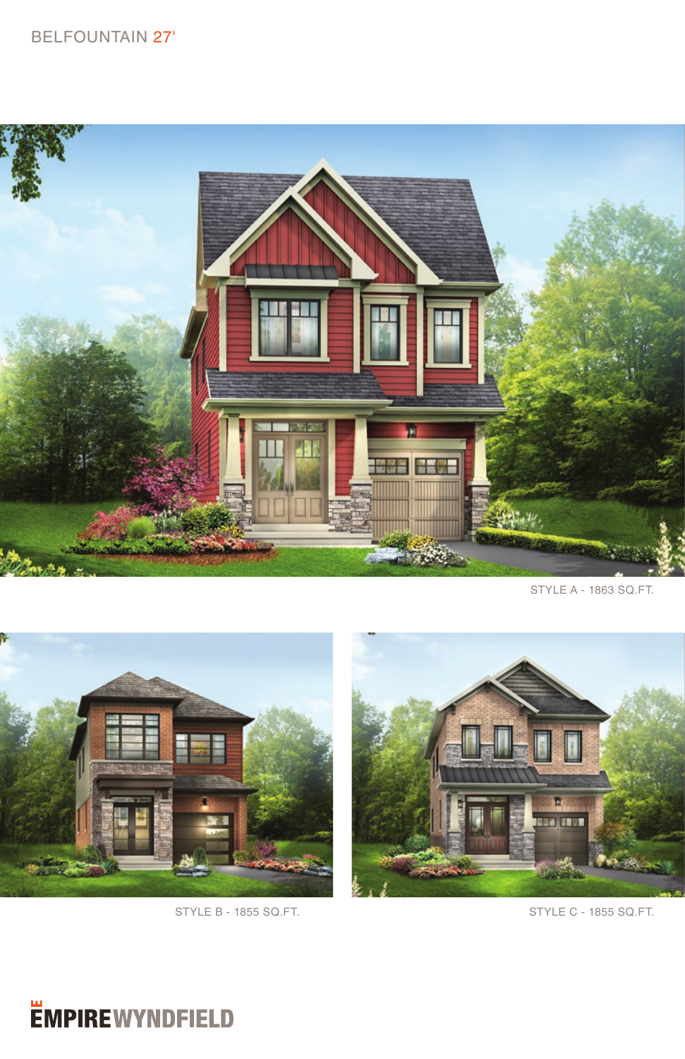# BELFOUNTAIN 27'

STYLE A - 1863 SQ.FT.

STYLE B - 1855 SQ.FT.

STYLE C - 1855 SQ.FT.

EMPIREWYNDFIELD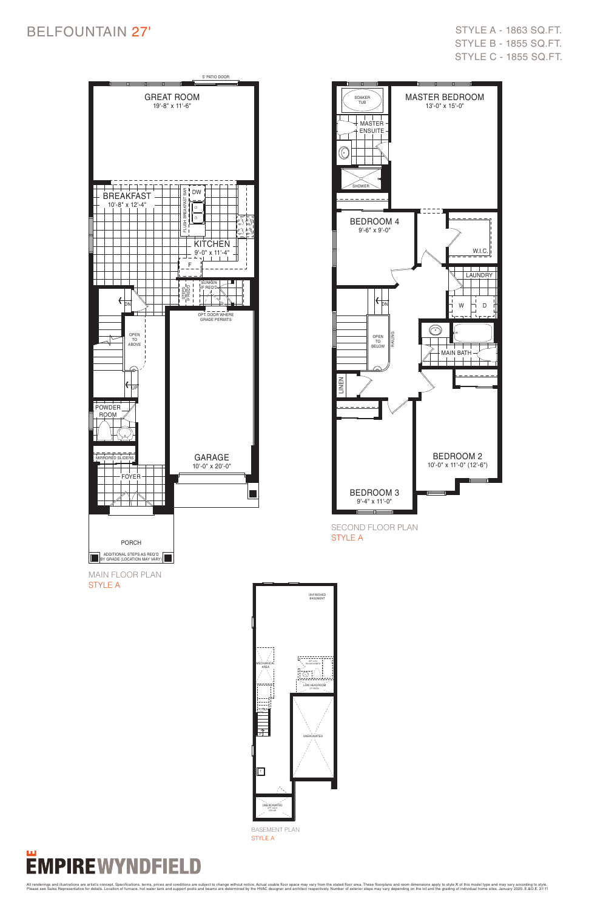# BELFOUNTAIN 27'

STYLE A - 1863 SQ.FT.
STYLE B - 1855 SQ.FT.
STYLE C - 1855 SQ.FT.

5' PATIO DOOR

GREAT ROOM
19'-8" x 11'-6"

BREAKFAST
10'-8" x 12'-4"

FLUSH BREAKFAST BAR

DW

KITCHEN
9'-0" x 11'-4"

F

SUNKEN IF REQ'D

STEPS IF REQ'D

DN

OPT. DOOR WHERE GRADE PERMITS

OPEN TO ABOVE

UP

POWDER ROOM

MIRRORED SLIDERS

FOYER

GARAGE
10'-0" x 20'-0"

PORCH

ADDITIONAL STEPS AS REQ'D BY GRADE (LOCATION MAY VARY)

MAIN FLOOR PLAN
STYLE A

SOAKER TUB

MASTER ENSUITE

SHOWER

MASTER BEDROOM
13'-0" x 15'-0"

BEDROOM 4
9'-6" x 9'-0"

W.I.C.

LAUNDRY

W

D

DN

OPEN TO BELOW

RAILING

MAIN BATH

LINEN

BEDROOM 2
10'-0" x 11'-0" (12'-6")

BEDROOM 3
9'-4" x 11'-0"

SECOND FLOOR PLAN
STYLE A

UNFINISHED BASEMENT

MECHANICAL AREA

LOW HEADROOM (IF REQ'D)

UNEXCAVATED

UNEXCAVATED

BASEMENT PLAN
STYLE A

EMPIREWYNDFIELD

All renderings and illustrations are artist's concept. Specifications, terms, prices and conditions are subject to change without notice. Actual usable floor space may vary from the stated floor area. These floorplans and room dimensions apply to style A of this model type and may vary according to style. Please see Sales Representative for details. Location of furnace, hot water tank and support posts and beams are determined by the HVAC designer and architect respectively. Number of exterior steps may vary depending on the lot and the grading of individual home sites. January 2020. E.&O.E. 27-11